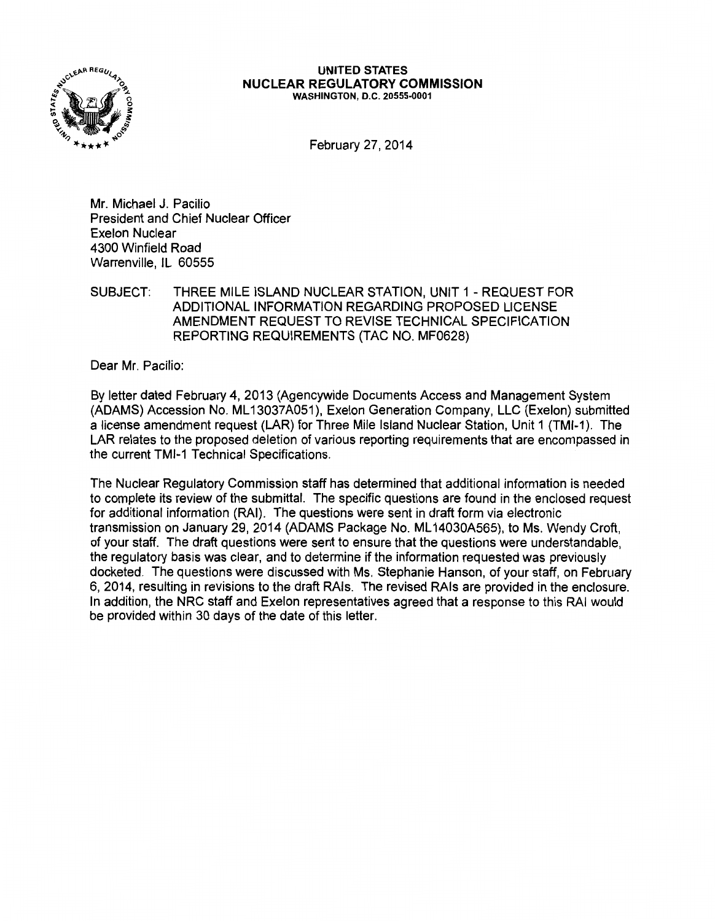**UNITED STATES**
**NUCLEAR REGULATORY COMMISSION**
**WASHINGTON, D.C. 20555-0001**

February 27, 2014

Mr. Michael J. Pacilio
President and Chief Nuclear Officer
Exelon Nuclear
4300 Winfield Road
Warrenville, IL 60555

SUBJECT: THREE MILE ISLAND NUCLEAR STATION, UNIT 1 - REQUEST FOR ADDITIONAL INFORMATION REGARDING PROPOSED LICENSE AMENDMENT REQUEST TO REVISE TECHNICAL SPECIFICATION REPORTING REQUIREMENTS (TAC NO. MF0628)

Dear Mr. Pacilio:

By letter dated February 4, 2013 (Agencywide Documents Access and Management System (ADAMS) Accession No. ML13037A051), Exelon Generation Company, LLC (Exelon) submitted a license amendment request (LAR) for Three Mile Island Nuclear Station, Unit 1 (TMI-1). The LAR relates to the proposed deletion of various reporting requirements that are encompassed in the current TMI-1 Technical Specifications.

The Nuclear Regulatory Commission staff has determined that additional information is needed to complete its review of the submittal. The specific questions are found in the enclosed request for additional information (RAI). The questions were sent in draft form via electronic transmission on January 29, 2014 (ADAMS Package No. ML14030A565), to Ms. Wendy Croft, of your staff. The draft questions were sent to ensure that the questions were understandable, the regulatory basis was clear, and to determine if the information requested was previously docketed. The questions were discussed with Ms. Stephanie Hanson, of your staff, on February 6, 2014, resulting in revisions to the draft RAIs. The revised RAIs are provided in the enclosure. In addition, the NRC staff and Exelon representatives agreed that a response to this RAI would be provided within 30 days of the date of this letter.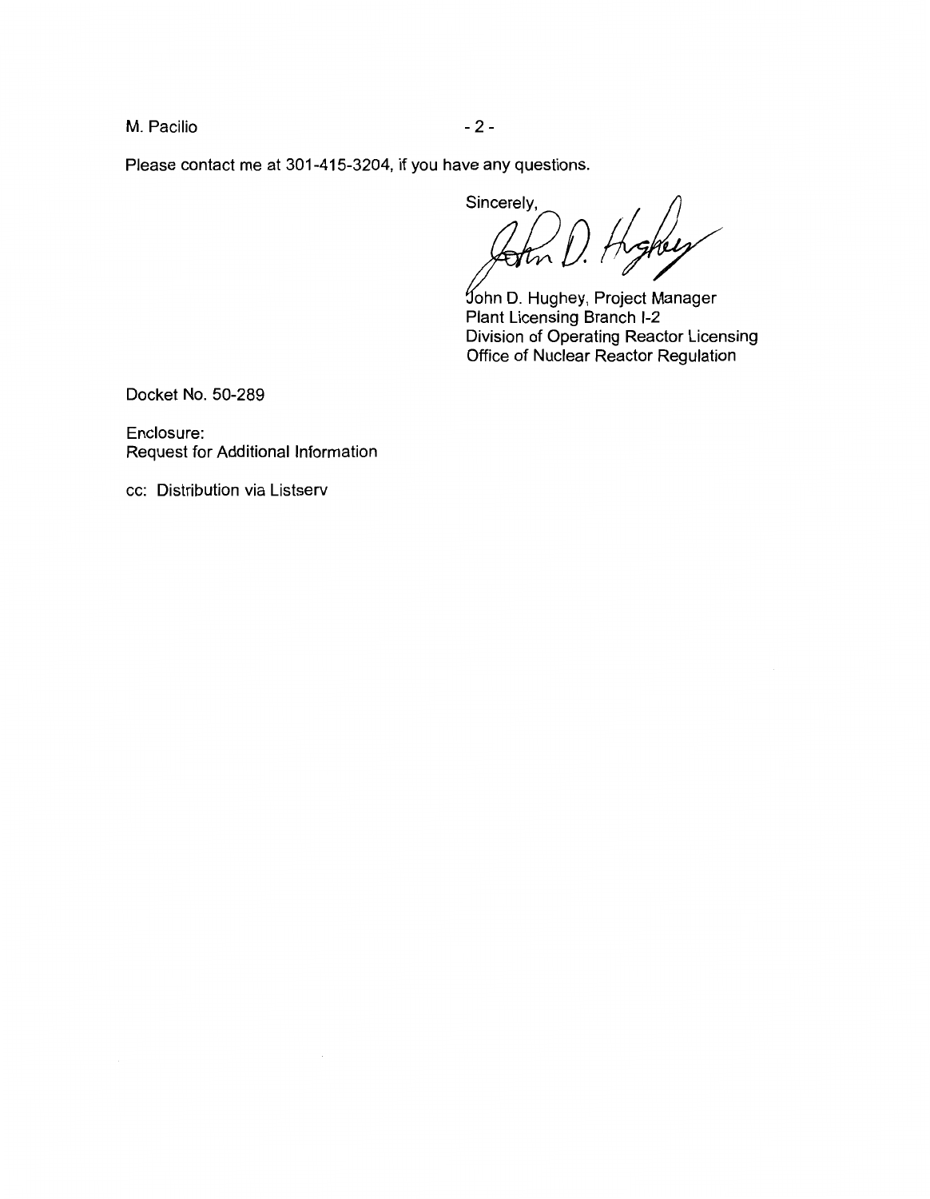Please contact me at 301-415-3204, if you have any questions.

Sincerely,

John D. Hughey, Project Manager
Plant Licensing Branch I-2
Division of Operating Reactor Licensing
Office of Nuclear Reactor Regulation

Docket No. 50-289

Enclosure:
Request for Additional Information

cc: Distribution via Listserv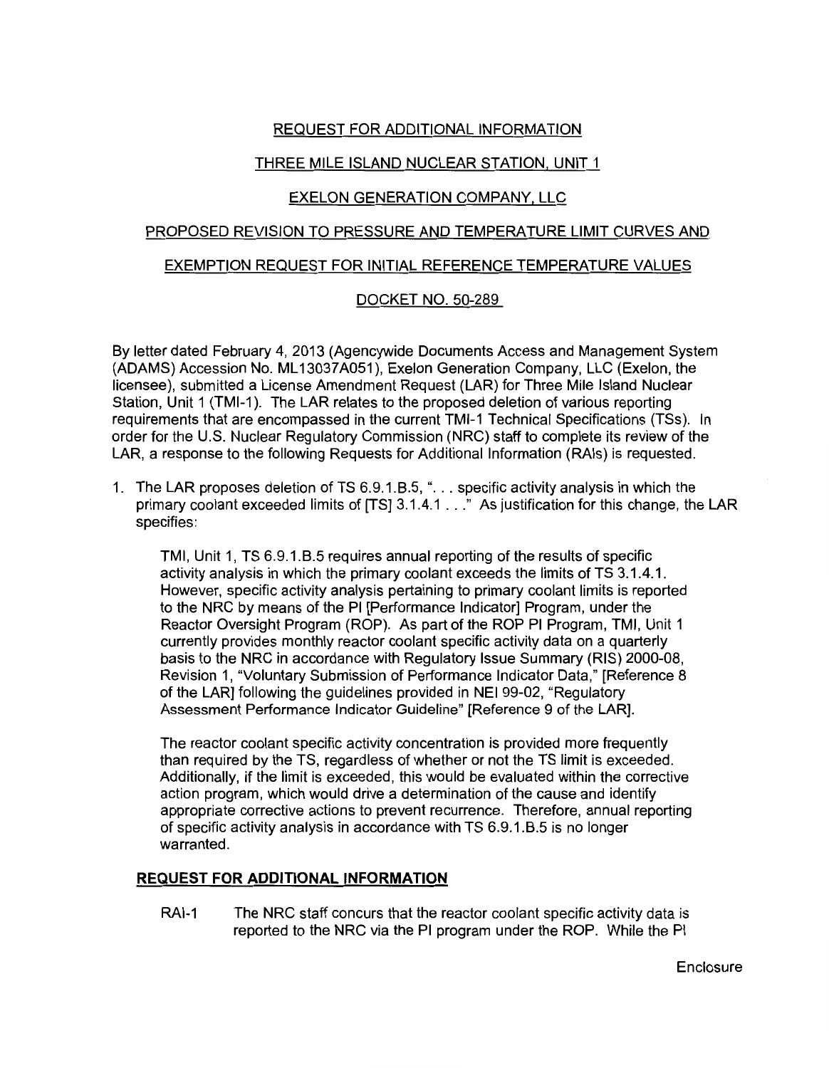REQUEST FOR ADDITIONAL INFORMATION

THREE MILE ISLAND NUCLEAR STATION, UNIT 1

EXELON GENERATION COMPANY, LLC

PROPOSED REVISION TO PRESSURE AND TEMPERATURE LIMIT CURVES AND

EXEMPTION REQUEST FOR INITIAL REFERENCE TEMPERATURE VALUES

DOCKET NO. 50-289

By letter dated February 4, 2013 (Agencywide Documents Access and Management System (ADAMS) Accession No. ML13037A051), Exelon Generation Company, LLC (Exelon, the licensee), submitted a License Amendment Request (LAR) for Three Mile Island Nuclear Station, Unit 1 (TMI-1). The LAR relates to the proposed deletion of various reporting requirements that are encompassed in the current TMI-1 Technical Specifications (TSs). In order for the U.S. Nuclear Regulatory Commission (NRC) staff to complete its review of the LAR, a response to the following Requests for Additional Information (RAIs) is requested.

1. The LAR proposes deletion of TS 6.9.1.B.5, ". . . specific activity analysis in which the primary coolant exceeded limits of [TS] 3.1.4.1 . . ." As justification for this change, the LAR specifies:

   TMI, Unit 1, TS 6.9.1.B.5 requires annual reporting of the results of specific activity analysis in which the primary coolant exceeds the limits of TS 3.1.4.1. However, specific activity analysis pertaining to primary coolant limits is reported to the NRC by means of the PI [Performance Indicator] Program, under the Reactor Oversight Program (ROP). As part of the ROP PI Program, TMI, Unit 1 currently provides monthly reactor coolant specific activity data on a quarterly basis to the NRC in accordance with Regulatory Issue Summary (RIS) 2000-08, Revision 1, "Voluntary Submission of Performance Indicator Data," [Reference 8 of the LAR] following the guidelines provided in NEI 99-02, "Regulatory Assessment Performance Indicator Guideline" [Reference 9 of the LAR].

   The reactor coolant specific activity concentration is provided more frequently than required by the TS, regardless of whether or not the TS limit is exceeded. Additionally, if the limit is exceeded, this would be evaluated within the corrective action program, which would drive a determination of the cause and identify appropriate corrective actions to prevent recurrence. Therefore, annual reporting of specific activity analysis in accordance with TS 6.9.1.B.5 is no longer warranted.

**REQUEST FOR ADDITIONAL INFORMATION**

RAI-1 The NRC staff concurs that the reactor coolant specific activity data is reported to the NRC via the PI program under the ROP. While the PI

Enclosure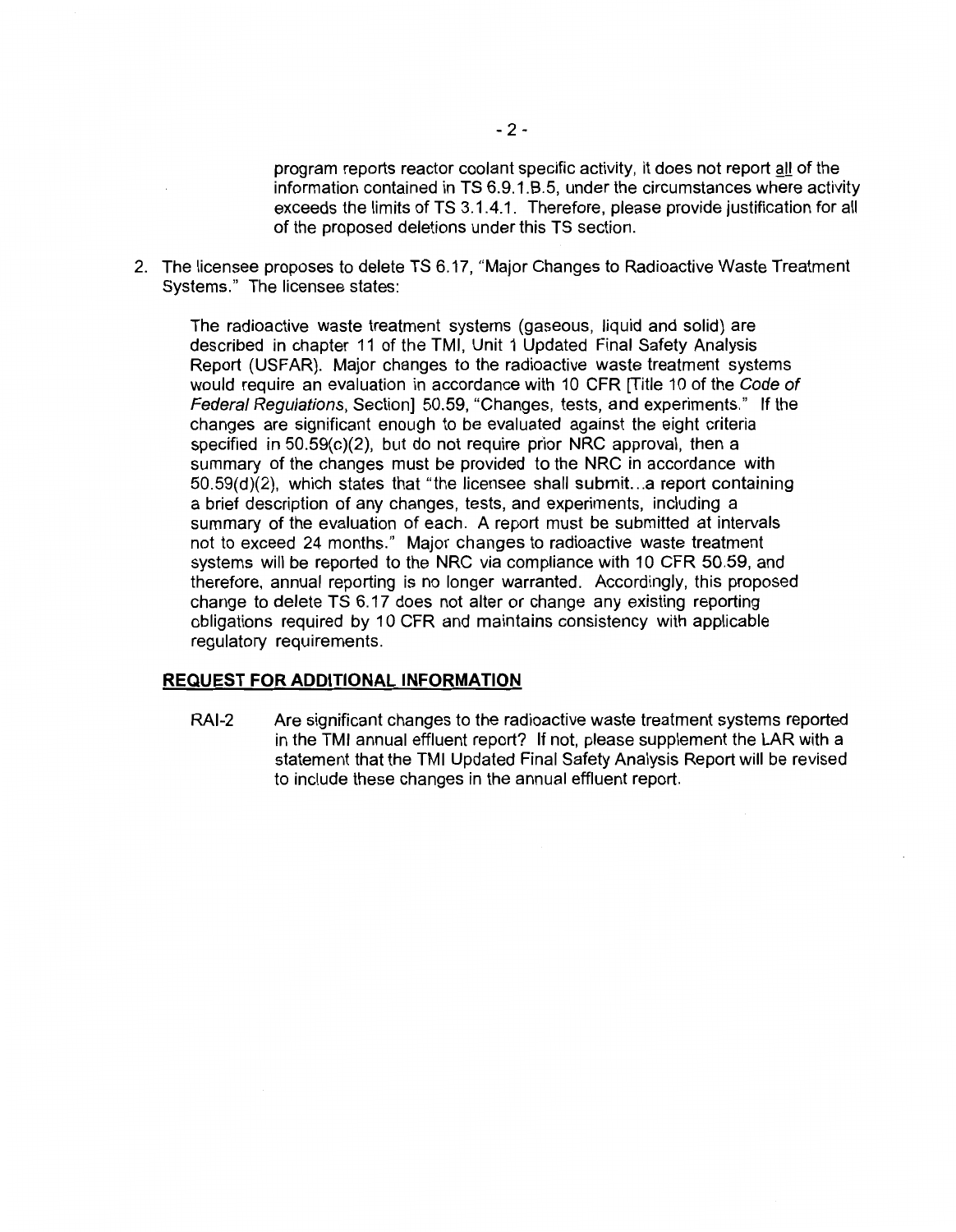program reports reactor coolant specific activity, it does not report all of the information contained in TS 6.9.1.B.5, under the circumstances where activity exceeds the limits of TS 3.1.4.1. Therefore, please provide justification for all of the proposed deletions under this TS section.

2. The licensee proposes to delete TS 6.17, "Major Changes to Radioactive Waste Treatment Systems." The licensee states:

   The radioactive waste treatment systems (gaseous, liquid and solid) are described in chapter 11 of the TMI, Unit 1 Updated Final Safety Analysis Report (USFAR). Major changes to the radioactive waste treatment systems would require an evaluation in accordance with 10 CFR [Title 10 of the *Code of Federal Regulations*, Section] 50.59, "Changes, tests, and experiments." If the changes are significant enough to be evaluated against the eight criteria specified in 50.59(c)(2), but do not require prior NRC approval, then a summary of the changes must be provided to the NRC in accordance with 50.59(d)(2), which states that "the licensee shall submit...a report containing a brief description of any changes, tests, and experiments, including a summary of the evaluation of each. A report must be submitted at intervals not to exceed 24 months." Major changes to radioactive waste treatment systems will be reported to the NRC via compliance with 10 CFR 50.59, and therefore, annual reporting is no longer warranted. Accordingly, this proposed change to delete TS 6.17 does not alter or change any existing reporting obligations required by 10 CFR and maintains consistency with applicable regulatory requirements.

## REQUEST FOR ADDITIONAL INFORMATION

RAI-2 Are significant changes to the radioactive waste treatment systems reported in the TMI annual effluent report? If not, please supplement the LAR with a statement that the TMI Updated Final Safety Analysis Report will be revised to include these changes in the annual effluent report.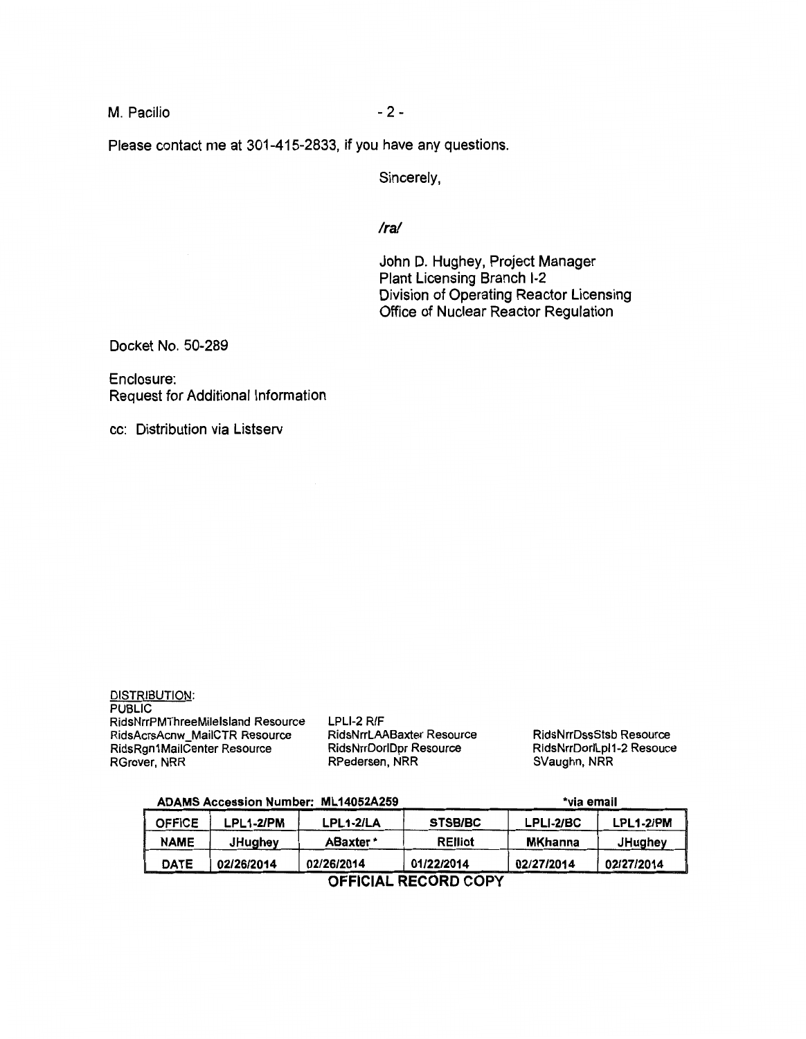M. Pacilio

Please contact me at 301-415-2833, if you have any questions.

Sincerely,

*/ra/*

John D. Hughey, Project Manager
Plant Licensing Branch I-2
Division of Operating Reactor Licensing
Office of Nuclear Reactor Regulation

Docket No. 50-289

Enclosure:
Request for Additional Information

cc: Distribution via Listserv

DISTRIBUTION:
PUBLIC
RidsNrrPMThreeMileIsland Resource
RidsAcrsAcnw_MailCTR Resource
RidsRgn1MailCenter Resource
RGrover, NRR
LPLI-2 R/F
RidsNrrLAABaxter Resource
RidsNrrDorlDpr Resource
RPedersen, NRR
RidsNrrDssStsb Resource
RidsNrrDorlLpl1-2 Resouce
SVaughn, NRR

ADAMS Accession Number: ML14052A259 *via email

| OFFICE | LPL1-2/PM | LPL1-2/LA | STSB/BC | LPLI-2/BC | LPL1-2/PM |
|---|---|---|---|---|---|
| NAME | JHughey | ABaxter * | RElliot | MKhanna | JHughey |
| DATE | 02/26/2014 | 02/26/2014 | 01/22/2014 | 02/27/2014 | 02/27/2014 |

**OFFICIAL RECORD COPY**